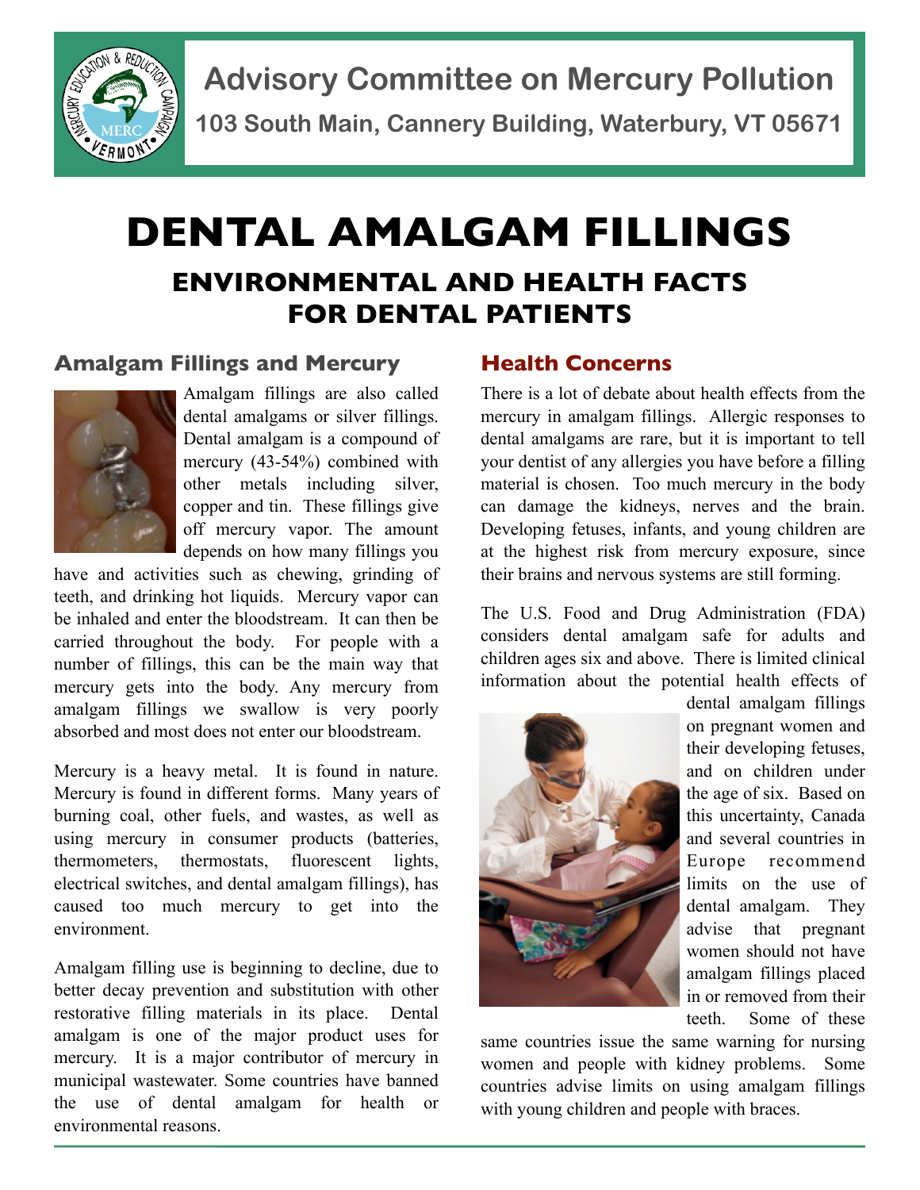# Advisory Committee on Mercury Pollution

**103 South Main, Cannery Building, Waterbury, VT 05671**

# DENTAL AMALGAM FILLINGS

## ENVIRONMENTAL AND HEALTH FACTS FOR DENTAL PATIENTS

### Amalgam Fillings and Mercury

Amalgam fillings are also called dental amalgams or silver fillings. Dental amalgam is a compound of mercury (43-54%) combined with other metals including silver, copper and tin. These fillings give off mercury vapor. The amount depends on how many fillings you have and activities such as chewing, grinding of teeth, and drinking hot liquids. Mercury vapor can be inhaled and enter the bloodstream. It can then be carried throughout the body. For people with a number of fillings, this can be the main way that mercury gets into the body. Any mercury from amalgam fillings we swallow is very poorly absorbed and most does not enter our bloodstream.

Mercury is a heavy metal. It is found in nature. Mercury is found in different forms. Many years of burning coal, other fuels, and wastes, as well as using mercury in consumer products (batteries, thermometers, thermostats, fluorescent lights, electrical switches, and dental amalgam fillings), has caused too much mercury to get into the environment.

Amalgam filling use is beginning to decline, due to better decay prevention and substitution with other restorative filling materials in its place. Dental amalgam is one of the major product uses for mercury. It is a major contributor of mercury in municipal wastewater. Some countries have banned the use of dental amalgam for health or environmental reasons.

### Health Concerns

There is a lot of debate about health effects from the mercury in amalgam fillings. Allergic responses to dental amalgams are rare, but it is important to tell your dentist of any allergies you have before a filling material is chosen. Too much mercury in the body can damage the kidneys, nerves and the brain. Developing fetuses, infants, and young children are at the highest risk from mercury exposure, since their brains and nervous systems are still forming.

The U.S. Food and Drug Administration (FDA) considers dental amalgam safe for adults and children ages six and above. There is limited clinical information about the potential health effects of dental amalgam fillings on pregnant women and their developing fetuses, and on children under the age of six. Based on this uncertainty, Canada and several countries in Europe recommend limits on the use of dental amalgam. They advise that pregnant women should not have amalgam fillings placed in or removed from their teeth. Some of these same countries issue the same warning for nursing women and people with kidney problems. Some countries advise limits on using amalgam fillings with young children and people with braces.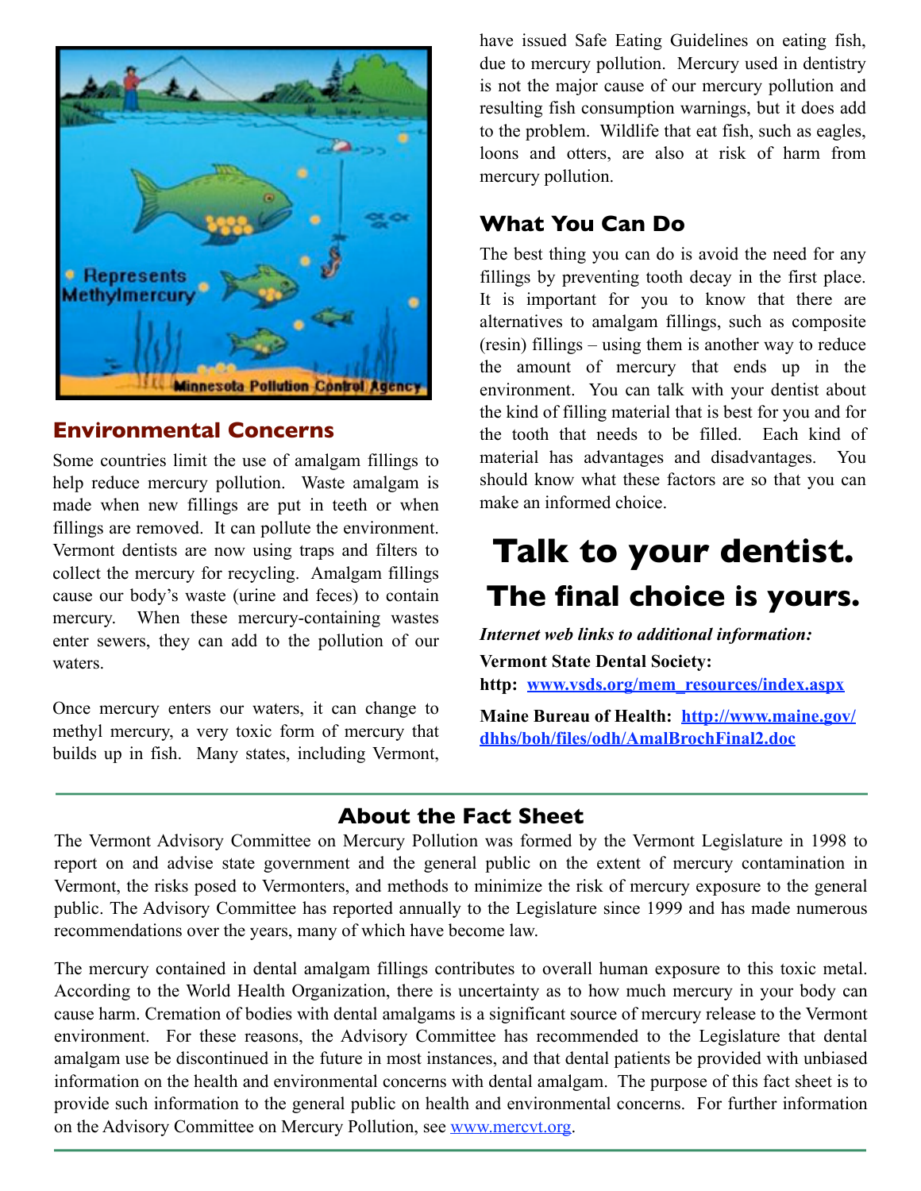Represents Methylmercury

Minnesota Pollution Control Agency

## Environmental Concerns

Some countries limit the use of amalgam fillings to help reduce mercury pollution. Waste amalgam is made when new fillings are put in teeth or when fillings are removed. It can pollute the environment. Vermont dentists are now using traps and filters to collect the mercury for recycling. Amalgam fillings cause our body's waste (urine and feces) to contain mercury. When these mercury-containing wastes enter sewers, they can add to the pollution of our waters.

Once mercury enters our waters, it can change to methyl mercury, a very toxic form of mercury that builds up in fish. Many states, including Vermont, have issued Safe Eating Guidelines on eating fish, due to mercury pollution. Mercury used in dentistry is not the major cause of our mercury pollution and resulting fish consumption warnings, but it does add to the problem. Wildlife that eat fish, such as eagles, loons and otters, are also at risk of harm from mercury pollution.

## What You Can Do

The best thing you can do is avoid the need for any fillings by preventing tooth decay in the first place. It is important for you to know that there are alternatives to amalgam fillings, such as composite (resin) fillings – using them is another way to reduce the amount of mercury that ends up in the environment. You can talk with your dentist about the kind of filling material that is best for you and for the tooth that needs to be filled. Each kind of material has advantages and disadvantages. You should know what these factors are so that you can make an informed choice.

# Talk to your dentist.

## The final choice is yours.

***Internet web links to additional information:***

**Vermont State Dental Society:**
**http: [www.vsds.org/mem_resources/index.aspx](www.vsds.org/mem_resources/index.aspx)**

**Maine Bureau of Health: [http://www.maine.gov/dhhs/boh/files/odh/AmalBrochFinal2.doc](http://www.maine.gov/dhhs/boh/files/odh/AmalBrochFinal2.doc)**

---

## About the Fact Sheet

The Vermont Advisory Committee on Mercury Pollution was formed by the Vermont Legislature in 1998 to report on and advise state government and the general public on the extent of mercury contamination in Vermont, the risks posed to Vermonters, and methods to minimize the risk of mercury exposure to the general public. The Advisory Committee has reported annually to the Legislature since 1999 and has made numerous recommendations over the years, many of which have become law.

The mercury contained in dental amalgam fillings contributes to overall human exposure to this toxic metal. According to the World Health Organization, there is uncertainty as to how much mercury in your body can cause harm. Cremation of bodies with dental amalgams is a significant source of mercury release to the Vermont environment. For these reasons, the Advisory Committee has recommended to the Legislature that dental amalgam use be discontinued in the future in most instances, and that dental patients be provided with unbiased information on the health and environmental concerns with dental amalgam. The purpose of this fact sheet is to provide such information to the general public on health and environmental concerns. For further information on the Advisory Committee on Mercury Pollution, see [www.mercvt.org](www.mercvt.org).